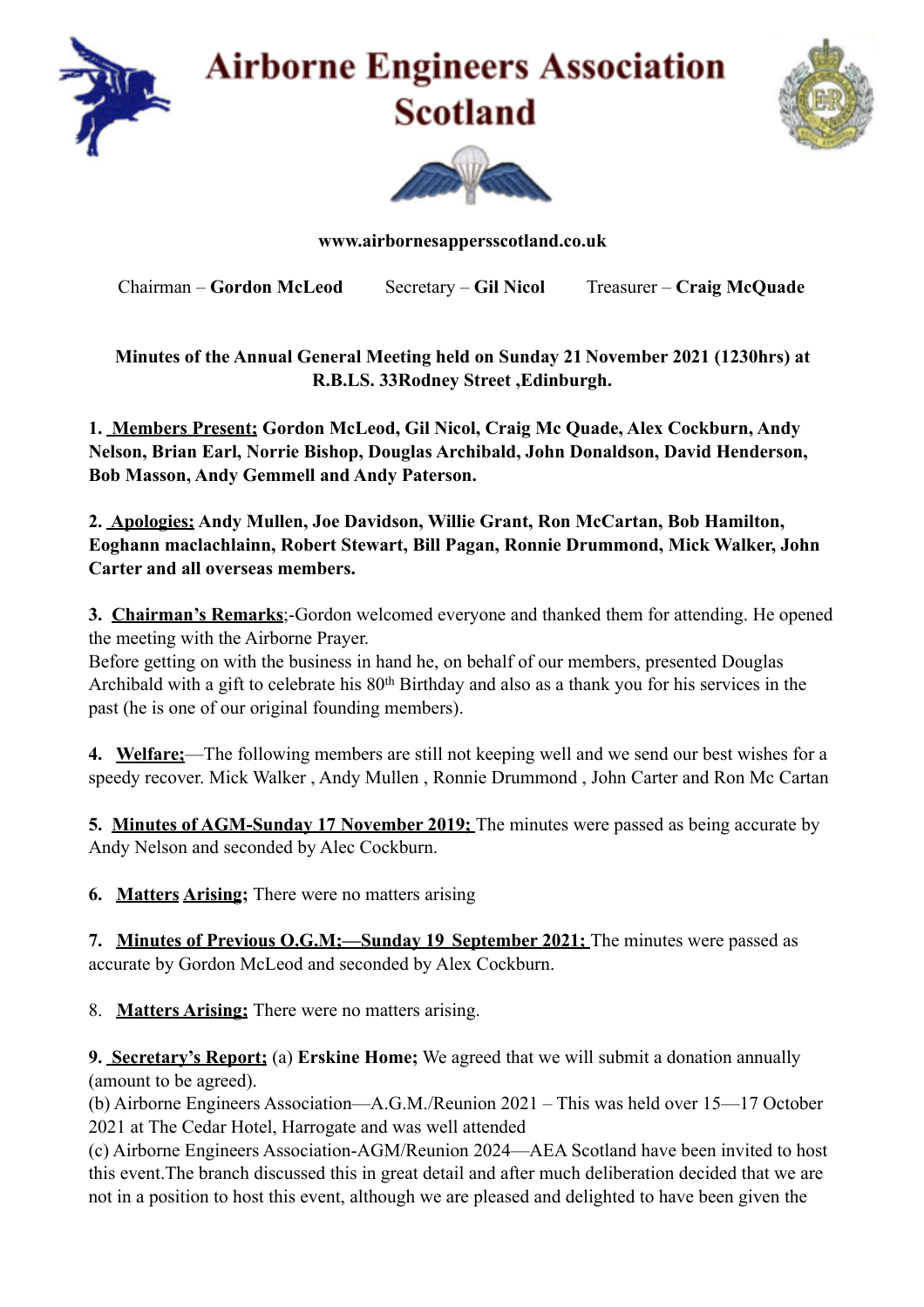# Airborne Engineers Association Scotland

**www.airbornesappersscotland.co.uk**

Chairman – **Gordon McLeod** Secretary – **Gil Nicol** Treasurer – **Craig McQuade**

**Minutes of the Annual General Meeting held on Sunday 21 November 2021 (1230hrs) at R.B.L.S. 33Rodney Street ,Edinburgh.**

**1. Members Present; Gordon McLeod, Gil Nicol, Craig Mc Quade, Alex Cockburn, Andy Nelson, Brian Earl, Norrie Bishop, Douglas Archibald, John Donaldson, David Henderson, Bob Masson, Andy Gemmell and Andy Paterson.**

**2. Apologies; Andy Mullen, Joe Davidson, Willie Grant, Ron McCartan, Bob Hamilton, Eoghann maclachlainn, Robert Stewart, Bill Pagan, Ronnie Drummond, Mick Walker, John Carter and all overseas members.**

**3. Chairman's Remarks**;-Gordon welcomed everyone and thanked them for attending. He opened the meeting with the Airborne Prayer.
Before getting on with the business in hand he, on behalf of our members, presented Douglas Archibald with a gift to celebrate his 80th Birthday and also as a thank you for his services in the past (he is one of our original founding members).

**4. Welfare;**—The following members are still not keeping well and we send our best wishes for a speedy recover. Mick Walker , Andy Mullen , Ronnie Drummond , John Carter and Ron Mc Cartan

**5. Minutes of AGM-Sunday 17 November 2019;** The minutes were passed as being accurate by Andy Nelson and seconded by Alec Cockburn.

**6. Matters Arising;** There were no matters arising

**7. Minutes of Previous O.G.M;—Sunday 19 September 2021;** The minutes were passed as accurate by Gordon McLeod and seconded by Alex Cockburn.

8. **Matters Arising;** There were no matters arising.

**9. Secretary's Report;** (a) **Erskine Home;** We agreed that we will submit a donation annually (amount to be agreed).
(b) Airborne Engineers Association—A.G.M./Reunion 2021 – This was held over 15—17 October 2021 at The Cedar Hotel, Harrogate and was well attended
(c) Airborne Engineers Association-AGM/Reunion 2024—AEA Scotland have been invited to host this event.The branch discussed this in great detail and after much deliberation decided that we are not in a position to host this event, although we are pleased and delighted to have been given the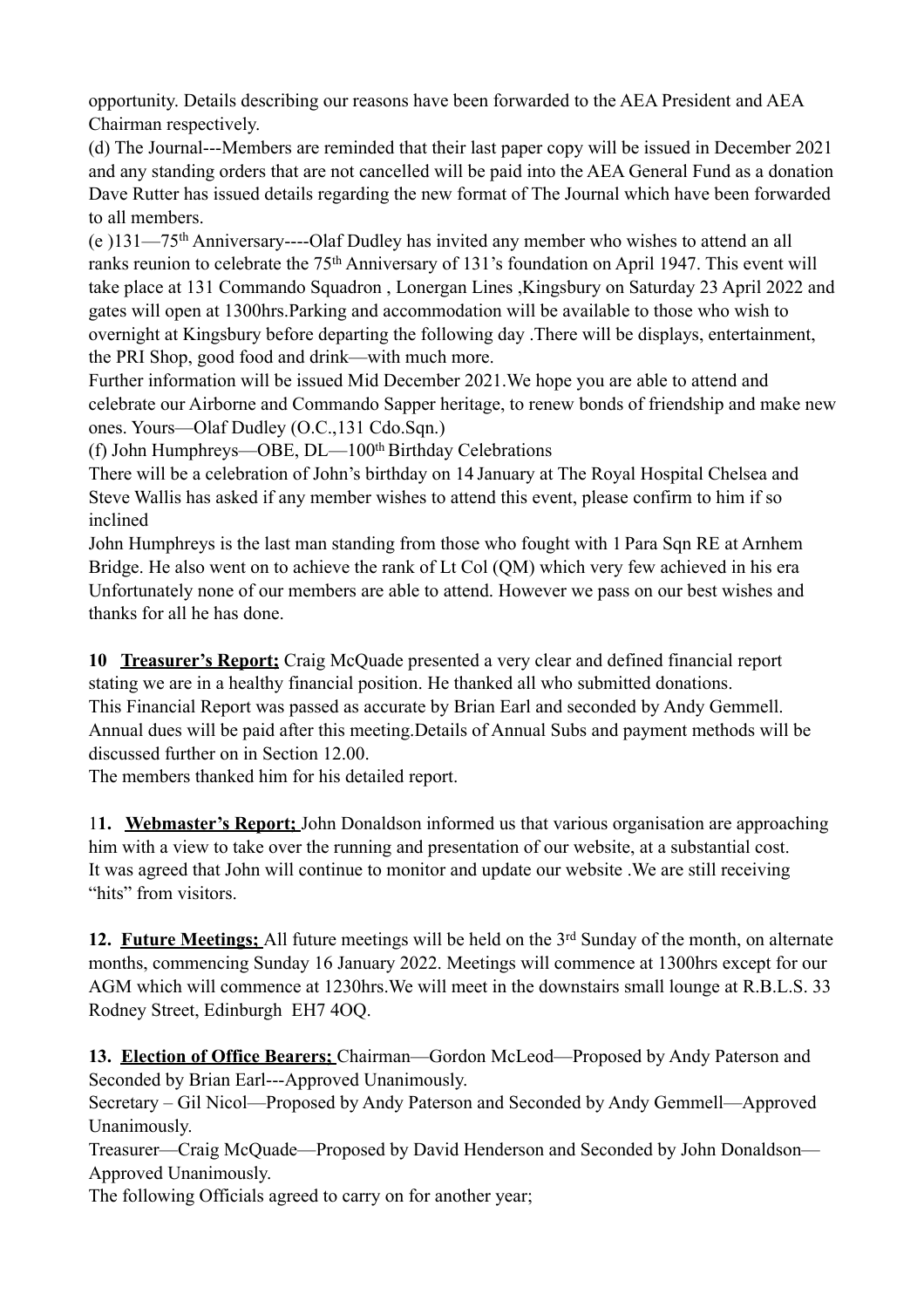opportunity. Details describing our reasons have been forwarded to the AEA President and AEA Chairman respectively.

(d) The Journal---Members are reminded that their last paper copy will be issued in December 2021 and any standing orders that are not cancelled will be paid into the AEA General Fund as a donation Dave Rutter has issued details regarding the new format of The Journal which have been forwarded to all members.

(e )131—75th Anniversary----Olaf Dudley has invited any member who wishes to attend an all ranks reunion to celebrate the 75th Anniversary of 131's foundation on April 1947. This event will take place at 131 Commando Squadron , Lonergan Lines ,Kingsbury on Saturday 23 April 2022 and gates will open at 1300hrs.Parking and accommodation will be available to those who wish to overnight at Kingsbury before departing the following day .There will be displays, entertainment, the PRI Shop, good food and drink—with much more.

Further information will be issued Mid December 2021.We hope you are able to attend and celebrate our Airborne and Commando Sapper heritage, to renew bonds of friendship and make new ones. Yours—Olaf Dudley (O.C.,131 Cdo.Sqn.)

(f) John Humphreys—OBE, DL—100th Birthday Celebrations

There will be a celebration of John's birthday on 14 January at The Royal Hospital Chelsea and Steve Wallis has asked if any member wishes to attend this event, please confirm to him if so inclined

John Humphreys is the last man standing from those who fought with 1 Para Sqn RE at Arnhem Bridge. He also went on to achieve the rank of Lt Col (QM) which very few achieved in his era Unfortunately none of our members are able to attend. However we pass on our best wishes and thanks for all he has done.

**10 <u>Treasurer's Report;</u>** Craig McQuade presented a very clear and defined financial report stating we are in a healthy financial position. He thanked all who submitted donations.
This Financial Report was passed as accurate by Brian Earl and seconded by Andy Gemmell.
Annual dues will be paid after this meeting.Details of Annual Subs and payment methods will be discussed further on in Section 12.00.
The members thanked him for his detailed report.

**11. <u>Webmaster's Report;</u>** John Donaldson informed us that various organisation are approaching him with a view to take over the running and presentation of our website, at a substantial cost.
It was agreed that John will continue to monitor and update our website .We are still receiving "hits" from visitors.

**12. <u>Future Meetings;</u>** All future meetings will be held on the 3rd Sunday of the month, on alternate months, commencing Sunday 16 January 2022. Meetings will commence at 1300hrs except for our AGM which will commence at 1230hrs.We will meet in the downstairs small lounge at R.B.L.S. 33 Rodney Street, Edinburgh EH7 4OQ.

**13. <u>Election of Office Bearers;</u>** Chairman—Gordon McLeod—Proposed by Andy Paterson and Seconded by Brian Earl---Approved Unanimously.
Secretary – Gil Nicol—Proposed by Andy Paterson and Seconded by Andy Gemmell—Approved Unanimously.
Treasurer—Craig McQuade—Proposed by David Henderson and Seconded by John Donaldson—Approved Unanimously.
The following Officials agreed to carry on for another year;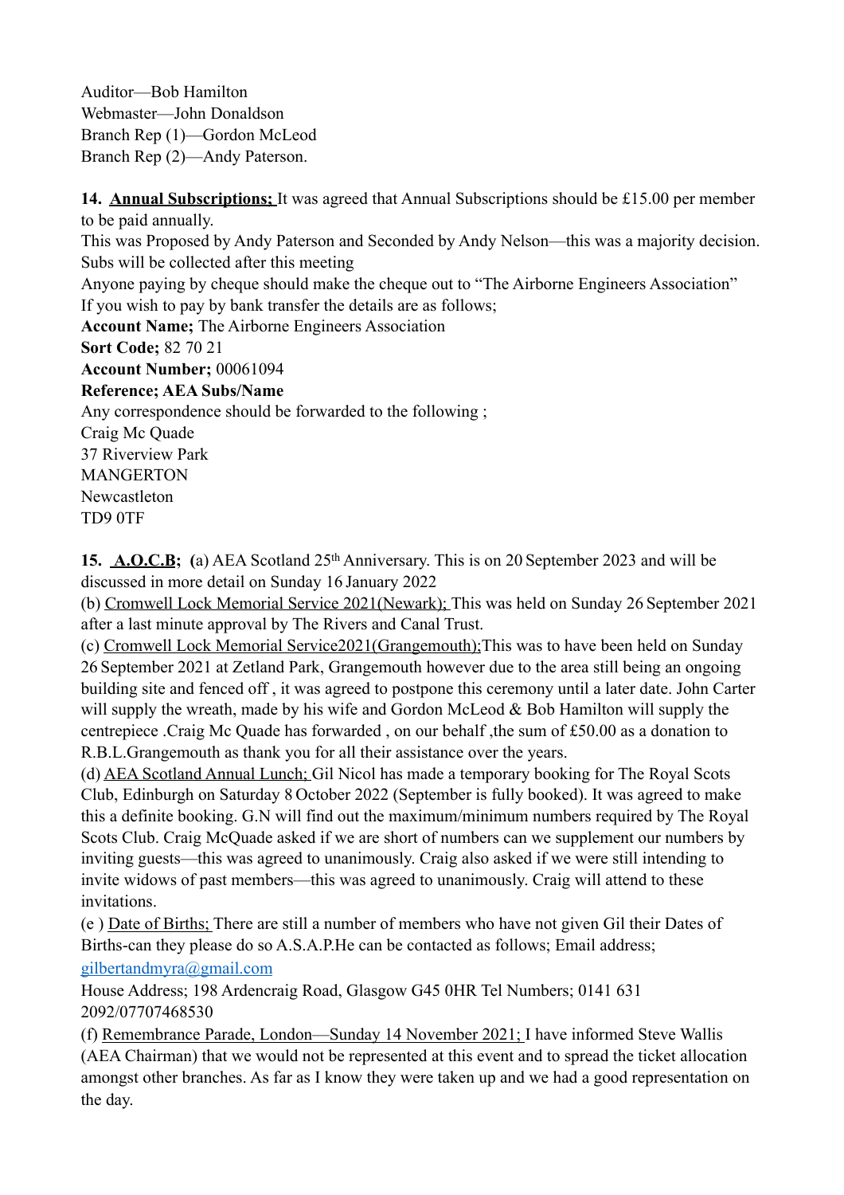Auditor—Bob Hamilton
Webmaster—John Donaldson
Branch Rep (1)—Gordon McLeod
Branch Rep (2)—Andy Paterson.

**14. Annual Subscriptions;** It was agreed that Annual Subscriptions should be £15.00 per member to be paid annually.
This was Proposed by Andy Paterson and Seconded by Andy Nelson—this was a majority decision.
Subs will be collected after this meeting
Anyone paying by cheque should make the cheque out to "The Airborne Engineers Association"
If you wish to pay by bank transfer the details are as follows;
**Account Name;** The Airborne Engineers Association
**Sort Code;** 82 70 21
**Account Number;** 00061094
**Reference; AEA Subs/Name**
Any correspondence should be forwarded to the following ;
Craig Mc Quade
37 Riverview Park
MANGERTON
Newcastleton
TD9 0TF

**15. A.O.C.B; (**a) AEA Scotland 25th Anniversary. This is on 20 September 2023 and will be discussed in more detail on Sunday 16 January 2022
(b) Cromwell Lock Memorial Service 2021(Newark); This was held on Sunday 26 September 2021 after a last minute approval by The Rivers and Canal Trust.
(c) Cromwell Lock Memorial Service2021(Grangemouth);This was to have been held on Sunday 26 September 2021 at Zetland Park, Grangemouth however due to the area still being an ongoing building site and fenced off , it was agreed to postpone this ceremony until a later date. John Carter will supply the wreath, made by his wife and Gordon McLeod & Bob Hamilton will supply the centrepiece .Craig Mc Quade has forwarded , on our behalf ,the sum of £50.00 as a donation to R.B.L.Grangemouth as thank you for all their assistance over the years.
(d) AEA Scotland Annual Lunch; Gil Nicol has made a temporary booking for The Royal Scots Club, Edinburgh on Saturday 8 October 2022 (September is fully booked). It was agreed to make this a definite booking. G.N will find out the maximum/minimum numbers required by The Royal Scots Club. Craig McQuade asked if we are short of numbers can we supplement our numbers by inviting guests—this was agreed to unanimously. Craig also asked if we were still intending to invite widows of past members—this was agreed to unanimously. Craig will attend to these invitations.
(e ) Date of Births; There are still a number of members who have not given Gil their Dates of Births-can they please do so A.S.A.P.He can be contacted as follows; Email address; gilbertandmyra@gmail.com
House Address; 198 Ardencraig Road, Glasgow G45 0HR Tel Numbers; 0141 631 2092/07707468530
(f) Remembrance Parade, London—Sunday 14 November 2021; I have informed Steve Wallis (AEA Chairman) that we would not be represented at this event and to spread the ticket allocation amongst other branches. As far as I know they were taken up and we had a good representation on the day.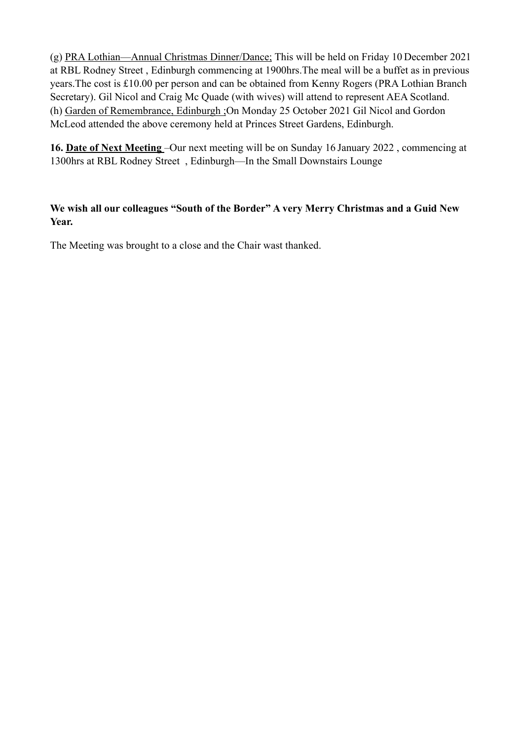(g) PRA Lothian—Annual Christmas Dinner/Dance; This will be held on Friday 10 December 2021 at RBL Rodney Street , Edinburgh commencing at 1900hrs.The meal will be a buffet as in previous years.The cost is £10.00 per person and can be obtained from Kenny Rogers (PRA Lothian Branch Secretary). Gil Nicol and Craig Mc Quade (with wives) will attend to represent AEA Scotland.
(h) Garden of Remembrance, Edinburgh ;On Monday 25 October 2021 Gil Nicol and Gordon McLeod attended the above ceremony held at Princes Street Gardens, Edinburgh.

**16. Date of Next Meeting** –Our next meeting will be on Sunday 16 January 2022 , commencing at 1300hrs at RBL Rodney Street , Edinburgh—In the Small Downstairs Lounge

**We wish all our colleagues "South of the Border" A very Merry Christmas and a Guid New Year.**

The Meeting was brought to a close and the Chair wast thanked.